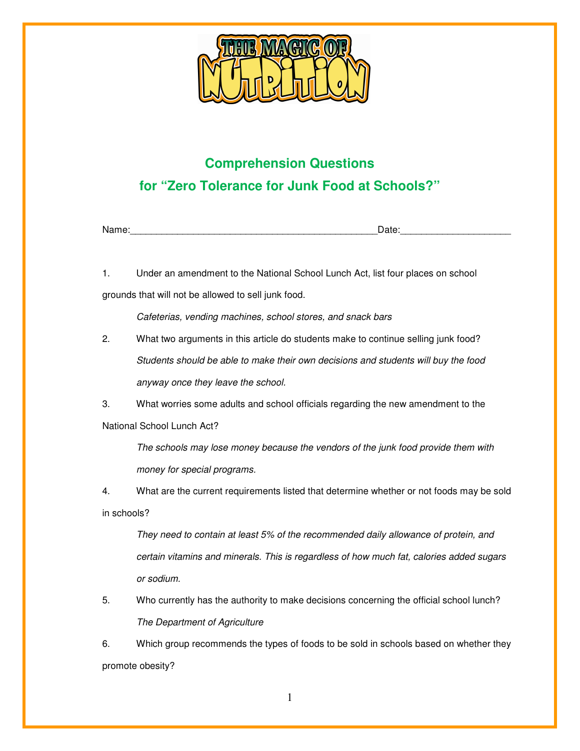THE MAGIC OF NUTRITION

## Comprehension Questions
## for "Zero Tolerance for Junk Food at Schools?"

Name:_______________________________________________Date:____________________

1. Under an amendment to the National School Lunch Act, list four places on school grounds that will not be allowed to sell junk food.

   *Cafeterias, vending machines, school stores, and snack bars*

2. What two arguments in this article do students make to continue selling junk food?

   *Students should be able to make their own decisions and students will buy the food anyway once they leave the school.*

3. What worries some adults and school officials regarding the new amendment to the National School Lunch Act?

   *The schools may lose money because the vendors of the junk food provide them with money for special programs.*

4. What are the current requirements listed that determine whether or not foods may be sold in schools?

   *They need to contain at least 5% of the recommended daily allowance of protein, and certain vitamins and minerals. This is regardless of how much fat, calories added sugars or sodium.*

5. Who currently has the authority to make decisions concerning the official school lunch?

   *The Department of Agriculture*

6. Which group recommends the types of foods to be sold in schools based on whether they promote obesity?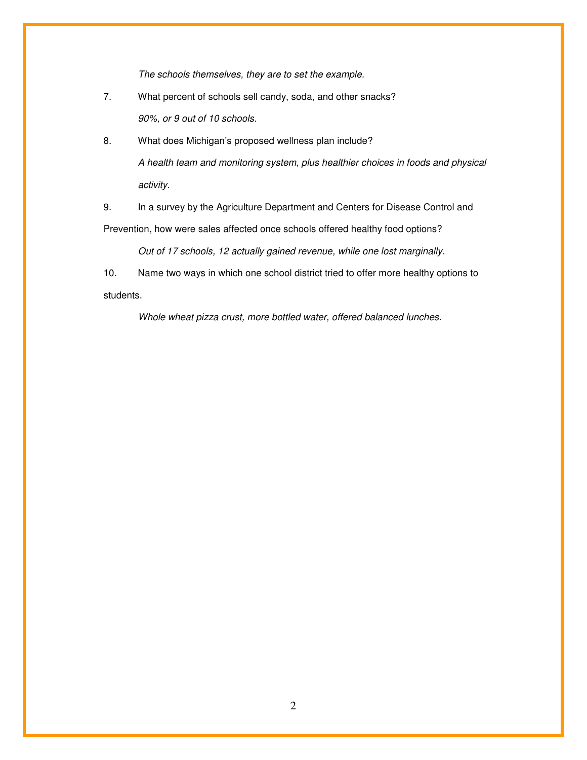*The schools themselves, they are to set the example.*

7. What percent of schools sell candy, soda, and other snacks?

   *90%, or 9 out of 10 schools.*

8. What does Michigan's proposed wellness plan include?

   *A health team and monitoring system, plus healthier choices in foods and physical activity.*

9. In a survey by the Agriculture Department and Centers for Disease Control and Prevention, how were sales affected once schools offered healthy food options?

   *Out of 17 schools, 12 actually gained revenue, while one lost marginally.*

10. Name two ways in which one school district tried to offer more healthy options to students.

    *Whole wheat pizza crust, more bottled water, offered balanced lunches.*